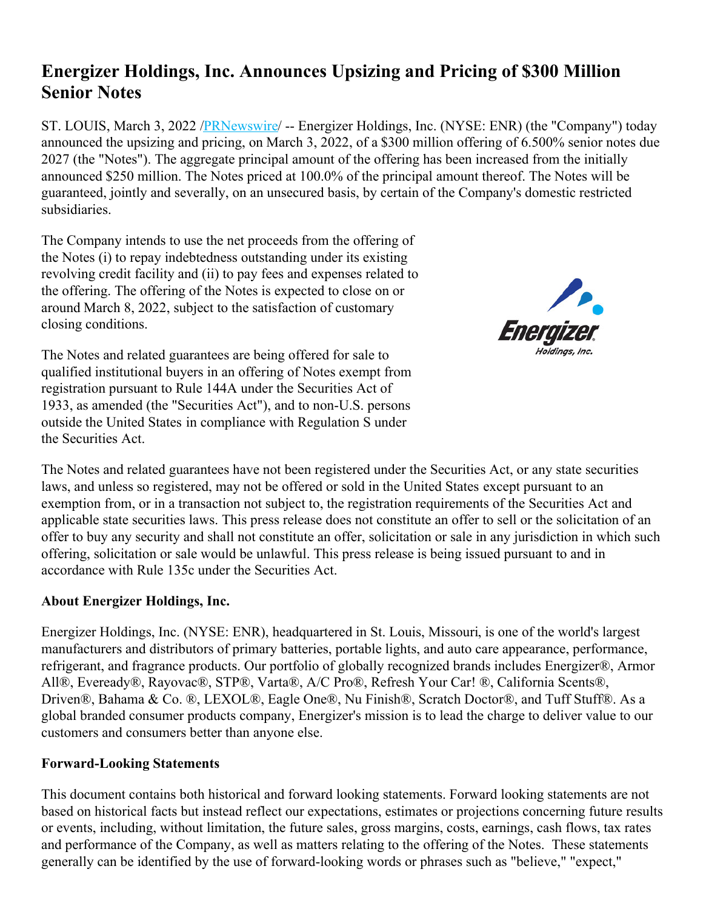# Energizer Holdings, Inc. Announces Upsizing and Pricing of $300 Million Senior Notes

ST. LOUIS, March 3, 2022 /PRNewswire/ -- Energizer Holdings, Inc. (NYSE: ENR) (the "Company") today announced the upsizing and pricing, on March 3, 2022, of a $300 million offering of 6.500% senior notes due 2027 (the "Notes"). The aggregate principal amount of the offering has been increased from the initially announced $250 million. The Notes priced at 100.0% of the principal amount thereof. The Notes will be guaranteed, jointly and severally, on an unsecured basis, by certain of the Company's domestic restricted subsidiaries.

The Company intends to use the net proceeds from the offering of the Notes (i) to repay indebtedness outstanding under its existing revolving credit facility and (ii) to pay fees and expenses related to the offering. The offering of the Notes is expected to close on or around March 8, 2022, subject to the satisfaction of customary closing conditions.

The Notes and related guarantees are being offered for sale to qualified institutional buyers in an offering of Notes exempt from registration pursuant to Rule 144A under the Securities Act of 1933, as amended (the "Securities Act"), and to non-U.S. persons outside the United States in compliance with Regulation S under the Securities Act.

The Notes and related guarantees have not been registered under the Securities Act, or any state securities laws, and unless so registered, may not be offered or sold in the United States except pursuant to an exemption from, or in a transaction not subject to, the registration requirements of the Securities Act and applicable state securities laws. This press release does not constitute an offer to sell or the solicitation of an offer to buy any security and shall not constitute an offer, solicitation or sale in any jurisdiction in which such offering, solicitation or sale would be unlawful. This press release is being issued pursuant to and in accordance with Rule 135c under the Securities Act.

**About Energizer Holdings, Inc.**

Energizer Holdings, Inc. (NYSE: ENR), headquartered in St. Louis, Missouri, is one of the world's largest manufacturers and distributors of primary batteries, portable lights, and auto care appearance, performance, refrigerant, and fragrance products. Our portfolio of globally recognized brands includes Energizer®, Armor All®, Eveready®, Rayovac®, STP®, Varta®, A/C Pro®, Refresh Your Car! ®, California Scents®, Driven®, Bahama & Co. ®, LEXOL®, Eagle One®, Nu Finish®, Scratch Doctor®, and Tuff Stuff®. As a global branded consumer products company, Energizer's mission is to lead the charge to deliver value to our customers and consumers better than anyone else.

**Forward-Looking Statements**

This document contains both historical and forward looking statements. Forward looking statements are not based on historical facts but instead reflect our expectations, estimates or projections concerning future results or events, including, without limitation, the future sales, gross margins, costs, earnings, cash flows, tax rates and performance of the Company, as well as matters relating to the offering of the Notes. These statements generally can be identified by the use of forward-looking words or phrases such as "believe," "expect,"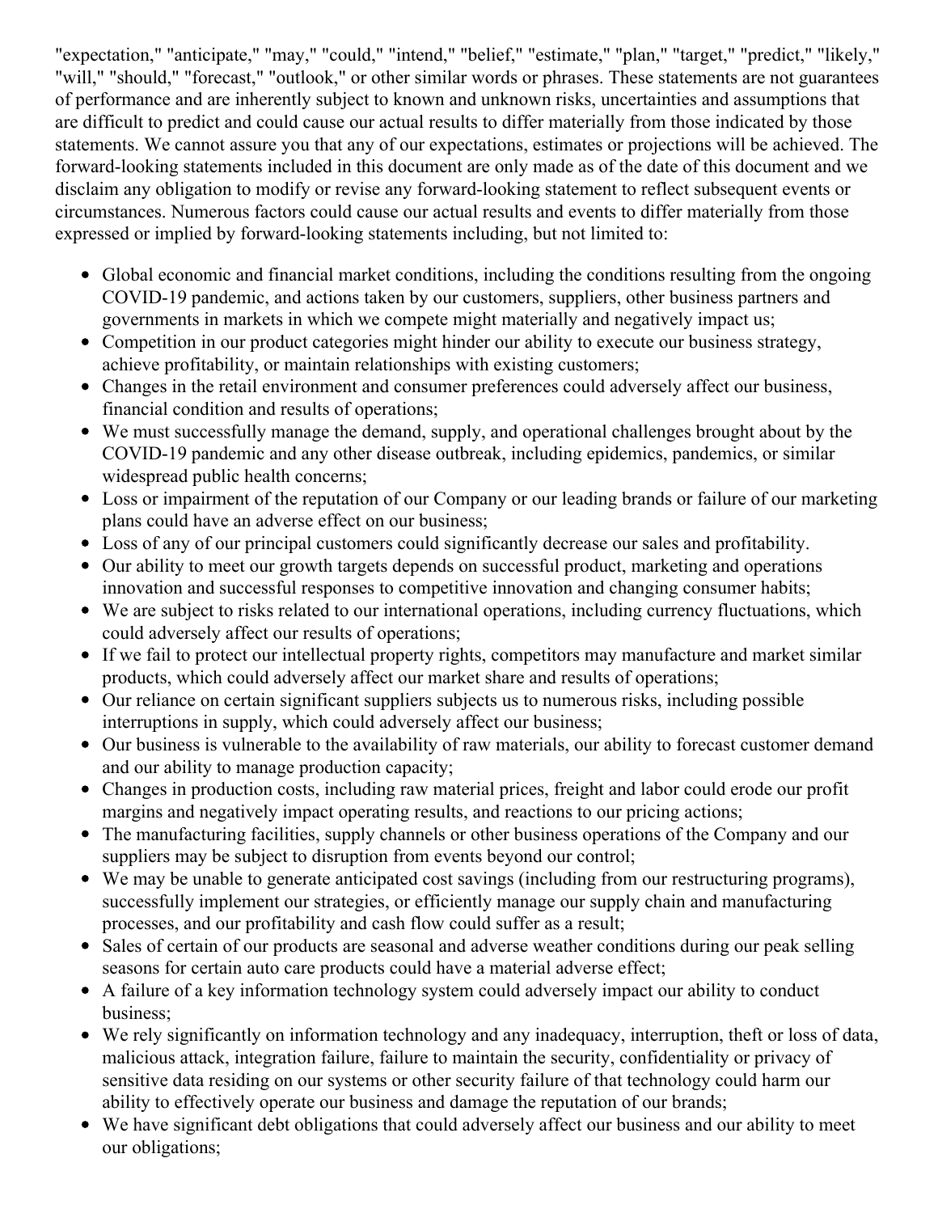"expectation," "anticipate," "may," "could," "intend," "belief," "estimate," "plan," "target," "predict," "likely," "will," "should," "forecast," "outlook," or other similar words or phrases. These statements are not guarantees of performance and are inherently subject to known and unknown risks, uncertainties and assumptions that are difficult to predict and could cause our actual results to differ materially from those indicated by those statements. We cannot assure you that any of our expectations, estimates or projections will be achieved. The forward-looking statements included in this document are only made as of the date of this document and we disclaim any obligation to modify or revise any forward-looking statement to reflect subsequent events or circumstances. Numerous factors could cause our actual results and events to differ materially from those expressed or implied by forward-looking statements including, but not limited to:

- Global economic and financial market conditions, including the conditions resulting from the ongoing COVID-19 pandemic, and actions taken by our customers, suppliers, other business partners and governments in markets in which we compete might materially and negatively impact us;
- Competition in our product categories might hinder our ability to execute our business strategy, achieve profitability, or maintain relationships with existing customers;
- Changes in the retail environment and consumer preferences could adversely affect our business, financial condition and results of operations;
- We must successfully manage the demand, supply, and operational challenges brought about by the COVID-19 pandemic and any other disease outbreak, including epidemics, pandemics, or similar widespread public health concerns;
- Loss or impairment of the reputation of our Company or our leading brands or failure of our marketing plans could have an adverse effect on our business;
- Loss of any of our principal customers could significantly decrease our sales and profitability.
- Our ability to meet our growth targets depends on successful product, marketing and operations innovation and successful responses to competitive innovation and changing consumer habits;
- We are subject to risks related to our international operations, including currency fluctuations, which could adversely affect our results of operations;
- If we fail to protect our intellectual property rights, competitors may manufacture and market similar products, which could adversely affect our market share and results of operations;
- Our reliance on certain significant suppliers subjects us to numerous risks, including possible interruptions in supply, which could adversely affect our business;
- Our business is vulnerable to the availability of raw materials, our ability to forecast customer demand and our ability to manage production capacity;
- Changes in production costs, including raw material prices, freight and labor could erode our profit margins and negatively impact operating results, and reactions to our pricing actions;
- The manufacturing facilities, supply channels or other business operations of the Company and our suppliers may be subject to disruption from events beyond our control;
- We may be unable to generate anticipated cost savings (including from our restructuring programs), successfully implement our strategies, or efficiently manage our supply chain and manufacturing processes, and our profitability and cash flow could suffer as a result;
- Sales of certain of our products are seasonal and adverse weather conditions during our peak selling seasons for certain auto care products could have a material adverse effect;
- A failure of a key information technology system could adversely impact our ability to conduct business;
- We rely significantly on information technology and any inadequacy, interruption, theft or loss of data, malicious attack, integration failure, failure to maintain the security, confidentiality or privacy of sensitive data residing on our systems or other security failure of that technology could harm our ability to effectively operate our business and damage the reputation of our brands;
- We have significant debt obligations that could adversely affect our business and our ability to meet our obligations;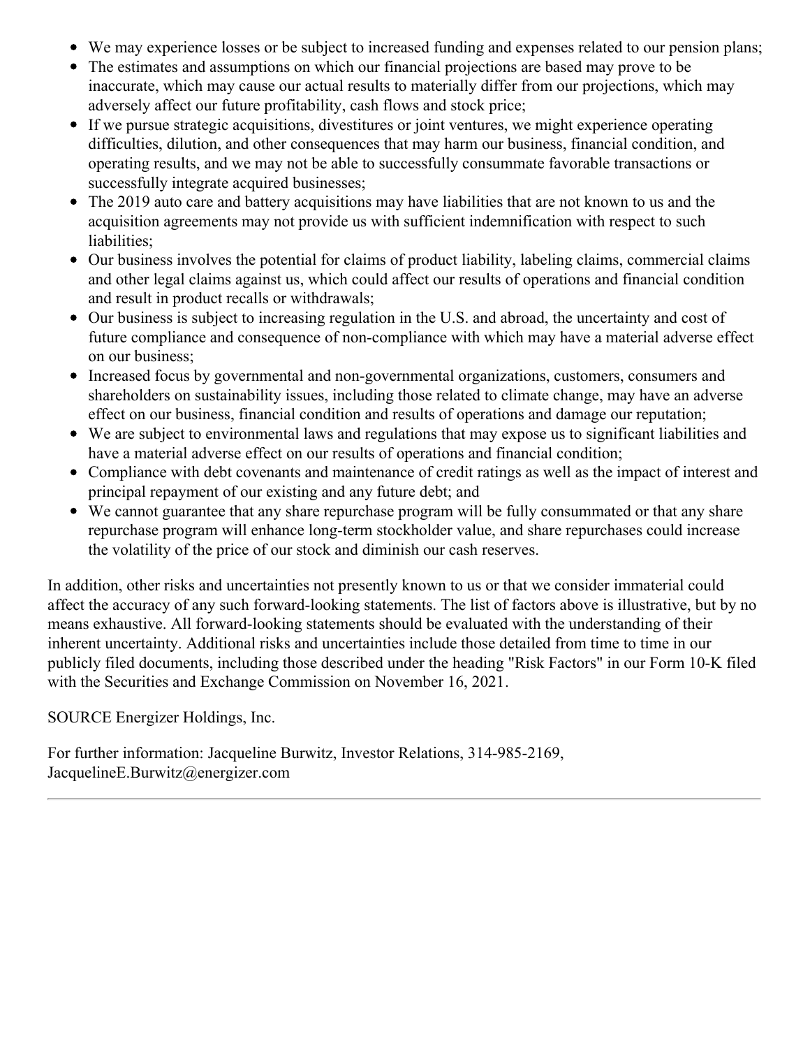- We may experience losses or be subject to increased funding and expenses related to our pension plans;
- The estimates and assumptions on which our financial projections are based may prove to be inaccurate, which may cause our actual results to materially differ from our projections, which may adversely affect our future profitability, cash flows and stock price;
- If we pursue strategic acquisitions, divestitures or joint ventures, we might experience operating difficulties, dilution, and other consequences that may harm our business, financial condition, and operating results, and we may not be able to successfully consummate favorable transactions or successfully integrate acquired businesses;
- The 2019 auto care and battery acquisitions may have liabilities that are not known to us and the acquisition agreements may not provide us with sufficient indemnification with respect to such liabilities;
- Our business involves the potential for claims of product liability, labeling claims, commercial claims and other legal claims against us, which could affect our results of operations and financial condition and result in product recalls or withdrawals;
- Our business is subject to increasing regulation in the U.S. and abroad, the uncertainty and cost of future compliance and consequence of non-compliance with which may have a material adverse effect on our business;
- Increased focus by governmental and non-governmental organizations, customers, consumers and shareholders on sustainability issues, including those related to climate change, may have an adverse effect on our business, financial condition and results of operations and damage our reputation;
- We are subject to environmental laws and regulations that may expose us to significant liabilities and have a material adverse effect on our results of operations and financial condition;
- Compliance with debt covenants and maintenance of credit ratings as well as the impact of interest and principal repayment of our existing and any future debt; and
- We cannot guarantee that any share repurchase program will be fully consummated or that any share repurchase program will enhance long-term stockholder value, and share repurchases could increase the volatility of the price of our stock and diminish our cash reserves.

In addition, other risks and uncertainties not presently known to us or that we consider immaterial could affect the accuracy of any such forward-looking statements. The list of factors above is illustrative, but by no means exhaustive. All forward-looking statements should be evaluated with the understanding of their inherent uncertainty. Additional risks and uncertainties include those detailed from time to time in our publicly filed documents, including those described under the heading "Risk Factors" in our Form 10-K filed with the Securities and Exchange Commission on November 16, 2021.

SOURCE Energizer Holdings, Inc.

For further information: Jacqueline Burwitz, Investor Relations, 314-985-2169, JacquelineE.Burwitz@energizer.com